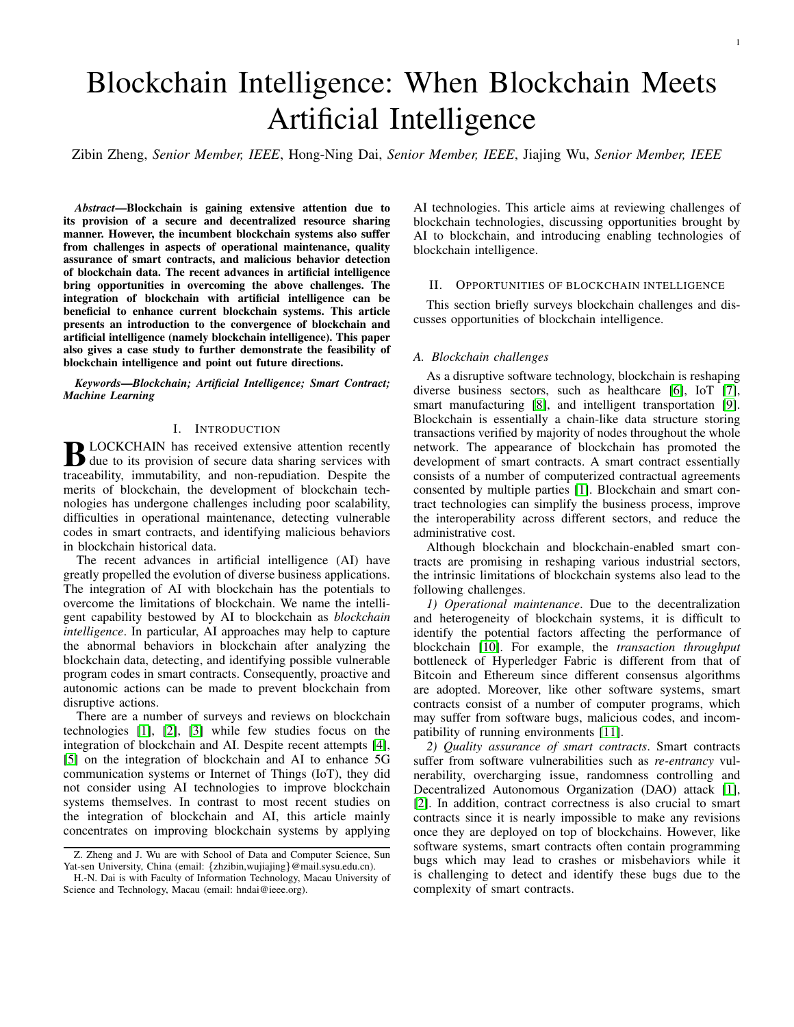# Blockchain Intelligence: When Blockchain Meets Artificial Intelligence

Zibin Zheng, *Senior Member, IEEE*, Hong-Ning Dai, *Senior Member, IEEE*, Jiajing Wu, *Senior Member, IEEE*

***Abstract*—Blockchain is gaining extensive attention due to its provision of a secure and decentralized resource sharing manner. However, the incumbent blockchain systems also suffer from challenges in aspects of operational maintenance, quality assurance of smart contracts, and malicious behavior detection of blockchain data. The recent advances in artificial intelligence bring opportunities in overcoming the above challenges. The integration of blockchain with artificial intelligence can be beneficial to enhance current blockchain systems. This article presents an introduction to the convergence of blockchain and artificial intelligence (namely blockchain intelligence). This paper also gives a case study to further demonstrate the feasibility of blockchain intelligence and point out future directions.**

***Keywords*—*Blockchain; Artificial Intelligence; Smart Contract; Machine Learning***

## I. Introduction

BLOCKCHAIN has received extensive attention recently due to its provision of secure data sharing services with traceability, immutability, and non-repudiation. Despite the merits of blockchain, the development of blockchain technologies has undergone challenges including poor scalability, difficulties in operational maintenance, detecting vulnerable codes in smart contracts, and identifying malicious behaviors in blockchain historical data.

The recent advances in artificial intelligence (AI) have greatly propelled the evolution of diverse business applications. The integration of AI with blockchain has the potentials to overcome the limitations of blockchain. We name the intelligent capability bestowed by AI to blockchain as *blockchain intelligence*. In particular, AI approaches may help to capture the abnormal behaviors in blockchain after analyzing the blockchain data, detecting, and identifying possible vulnerable program codes in smart contracts. Consequently, proactive and autonomic actions can be made to prevent blockchain from disruptive actions.

There are a number of surveys and reviews on blockchain technologies [1], [2], [3] while few studies focus on the integration of blockchain and AI. Despite recent attempts [4], [5] on the integration of blockchain and AI to enhance 5G communication systems or Internet of Things (IoT), they did not consider using AI technologies to improve blockchain systems themselves. In contrast to most recent studies on the integration of blockchain and AI, this article mainly concentrates on improving blockchain systems by applying AI technologies. This article aims at reviewing challenges of blockchain technologies, discussing opportunities brought by AI to blockchain, and introducing enabling technologies of blockchain intelligence.

Z. Zheng and J. Wu are with School of Data and Computer Science, Sun Yat-sen University, China (email: {zhzibin,wujiajing}@mail.sysu.edu.cn).

H.-N. Dai is with Faculty of Information Technology, Macau University of Science and Technology, Macau (email: hndai@ieee.org).

## II. Opportunities of blockchain intelligence

This section briefly surveys blockchain challenges and discusses opportunities of blockchain intelligence.

### A. Blockchain challenges

As a disruptive software technology, blockchain is reshaping diverse business sectors, such as healthcare [6], IoT [7], smart manufacturing [8], and intelligent transportation [9]. Blockchain is essentially a chain-like data structure storing transactions verified by majority of nodes throughout the whole network. The appearance of blockchain has promoted the development of smart contracts. A smart contract essentially consists of a number of computerized contractual agreements consented by multiple parties [1]. Blockchain and smart contract technologies can simplify the business process, improve the interoperability across different sectors, and reduce the administrative cost.

Although blockchain and blockchain-enabled smart contracts are promising in reshaping various industrial sectors, the intrinsic limitations of blockchain systems also lead to the following challenges.

*1) Operational maintenance*. Due to the decentralization and heterogeneity of blockchain systems, it is difficult to identify the potential factors affecting the performance of blockchain [10]. For example, the *transaction throughput* bottleneck of Hyperledger Fabric is different from that of Bitcoin and Ethereum since different consensus algorithms are adopted. Moreover, like other software systems, smart contracts consist of a number of computer programs, which may suffer from software bugs, malicious codes, and incompatibility of running environments [11].

*2) Quality assurance of smart contracts*. Smart contracts suffer from software vulnerabilities such as *re-entrancy* vulnerability, overcharging issue, randomness controlling and Decentralized Autonomous Organization (DAO) attack [1], [2]. In addition, contract correctness is also crucial to smart contracts since it is nearly impossible to make any revisions once they are deployed on top of blockchains. However, like software systems, smart contracts often contain programming bugs which may lead to crashes or misbehaviors while it is challenging to detect and identify these bugs due to the complexity of smart contracts.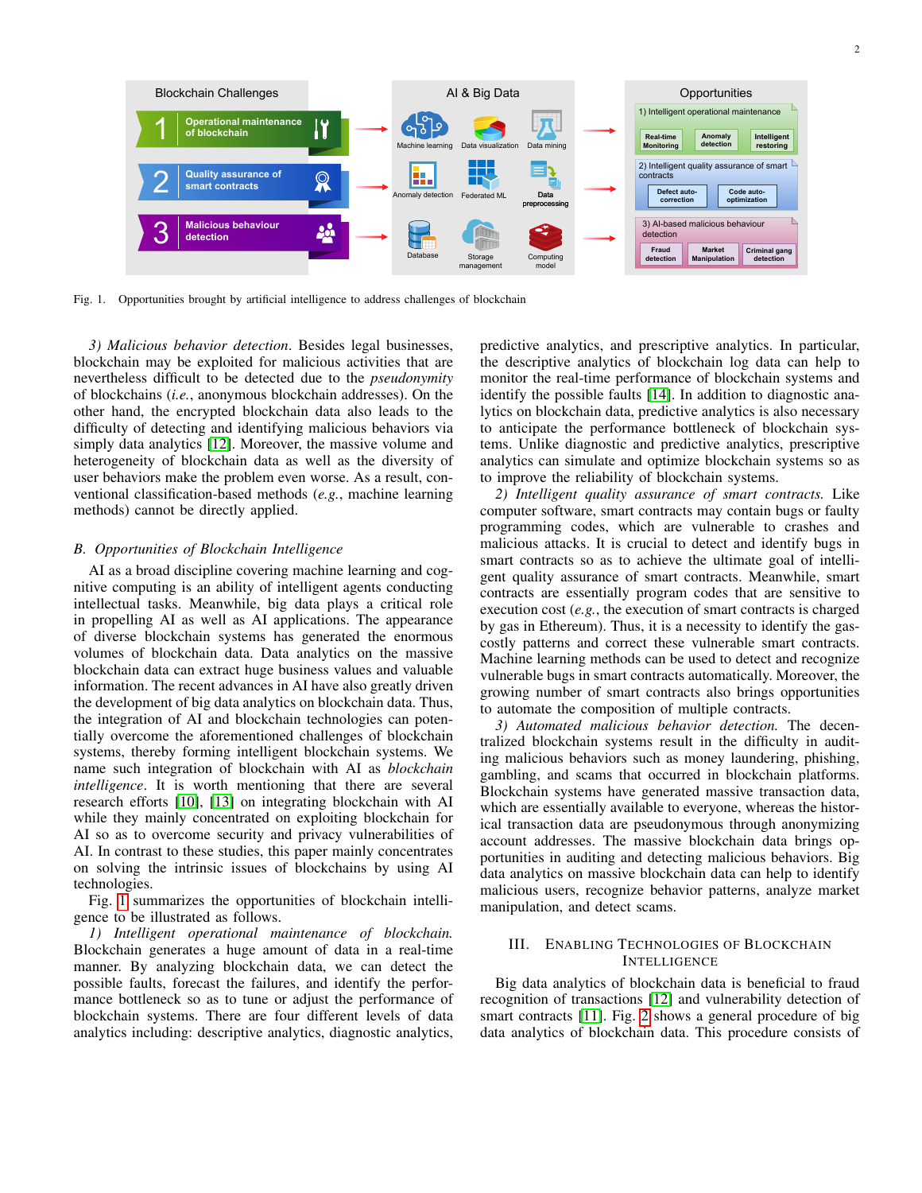Fig. 1. Opportunities brought by artificial intelligence to address challenges of blockchain

*3) Malicious behavior detection*. Besides legal businesses, blockchain may be exploited for malicious activities that are nevertheless difficult to be detected due to the *pseudonymity* of blockchains (*i.e.*, anonymous blockchain addresses). On the other hand, the encrypted blockchain data also leads to the difficulty of detecting and identifying malicious behaviors via simply data analytics [12]. Moreover, the massive volume and heterogeneity of blockchain data as well as the diversity of user behaviors make the problem even worse. As a result, conventional classification-based methods (*e.g.*, machine learning methods) cannot be directly applied.

## *B. Opportunities of Blockchain Intelligence*

AI as a broad discipline covering machine learning and cognitive computing is an ability of intelligent agents conducting intellectual tasks. Meanwhile, big data plays a critical role in propelling AI as well as AI applications. The appearance of diverse blockchain systems has generated the enormous volumes of blockchain data. Data analytics on the massive blockchain data can extract huge business values and valuable information. The recent advances in AI have also greatly driven the development of big data analytics on blockchain data. Thus, the integration of AI and blockchain technologies can potentially overcome the aforementioned challenges of blockchain systems, thereby forming intelligent blockchain systems. We name such integration of blockchain with AI as *blockchain intelligence*. It is worth mentioning that there are several research efforts [10], [13] on integrating blockchain with AI while they mainly concentrated on exploiting blockchain for AI so as to overcome security and privacy vulnerabilities of AI. In contrast to these studies, this paper mainly concentrates on solving the intrinsic issues of blockchains by using AI technologies.

Fig. 1 summarizes the opportunities of blockchain intelligence to be illustrated as follows.

*1) Intelligent operational maintenance of blockchain.* Blockchain generates a huge amount of data in a real-time manner. By analyzing blockchain data, we can detect the possible faults, forecast the failures, and identify the performance bottleneck so as to tune or adjust the performance of blockchain systems. There are four different levels of data analytics including: descriptive analytics, diagnostic analytics, predictive analytics, and prescriptive analytics. In particular, the descriptive analytics of blockchain log data can help to monitor the real-time performance of blockchain systems and identify the possible faults [14]. In addition to diagnostic analytics on blockchain data, predictive analytics is also necessary to anticipate the performance bottleneck of blockchain systems. Unlike diagnostic and predictive analytics, prescriptive analytics can simulate and optimize blockchain systems so as to improve the reliability of blockchain systems.

*2) Intelligent quality assurance of smart contracts.* Like computer software, smart contracts may contain bugs or faulty programming codes, which are vulnerable to crashes and malicious attacks. It is crucial to detect and identify bugs in smart contracts so as to achieve the ultimate goal of intelligent quality assurance of smart contracts. Meanwhile, smart contracts are essentially program codes that are sensitive to execution cost (*e.g.*, the execution of smart contracts is charged by gas in Ethereum). Thus, it is a necessity to identify the gas-costly patterns and correct these vulnerable smart contracts. Machine learning methods can be used to detect and recognize vulnerable bugs in smart contracts automatically. Moreover, the growing number of smart contracts also brings opportunities to automate the composition of multiple contracts.

*3) Automated malicious behavior detection.* The decentralized blockchain systems result in the difficulty in auditing malicious behaviors such as money laundering, phishing, gambling, and scams that occurred in blockchain platforms. Blockchain systems have generated massive transaction data, which are essentially available to everyone, whereas the historical transaction data are pseudonymous through anonymizing account addresses. The massive blockchain data brings opportunities in auditing and detecting malicious behaviors. Big data analytics on massive blockchain data can help to identify malicious users, recognize behavior patterns, analyze market manipulation, and detect scams.

# III. Enabling Technologies of Blockchain Intelligence

Big data analytics of blockchain data is beneficial to fraud recognition of transactions [12] and vulnerability detection of smart contracts [11]. Fig. 2 shows a general procedure of big data analytics of blockchain data. This procedure consists of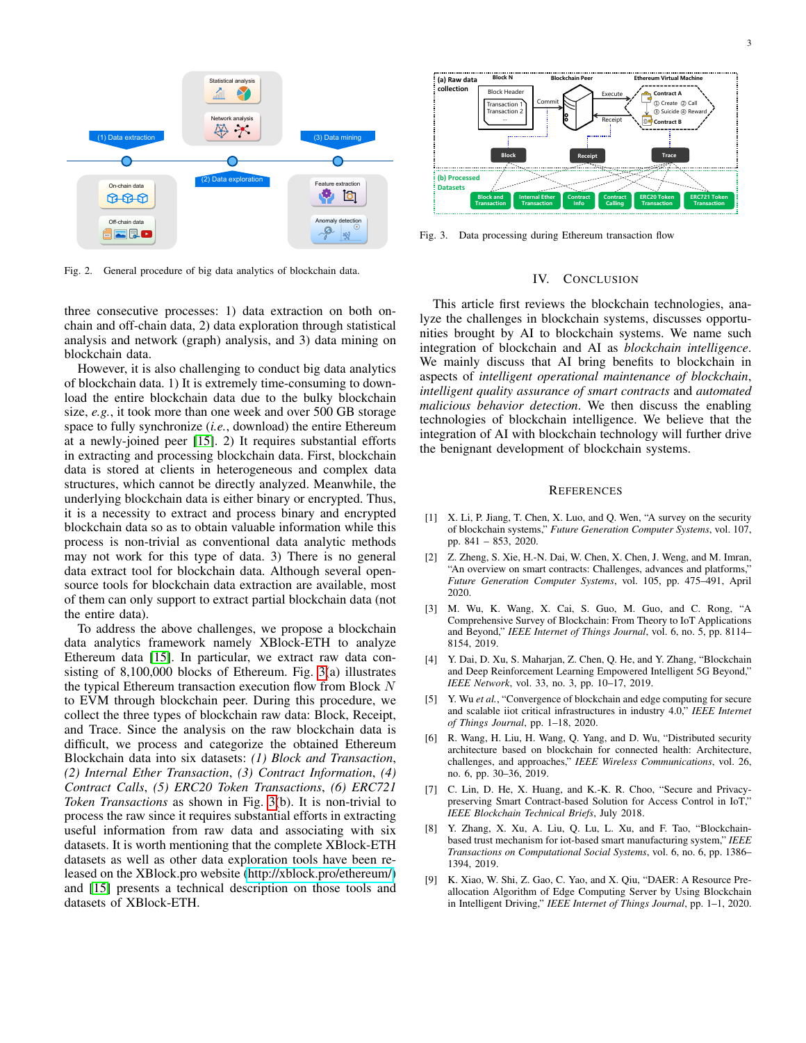Fig. 2. General procedure of big data analytics of blockchain data.

three consecutive processes: 1) data extraction on both on-chain and off-chain data, 2) data exploration through statistical analysis and network (graph) analysis, and 3) data mining on blockchain data.

However, it is also challenging to conduct big data analytics of blockchain data. 1) It is extremely time-consuming to download the entire blockchain data due to the bulky blockchain size, *e.g.*, it took more than one week and over 500 GB storage space to fully synchronize (*i.e.*, download) the entire Ethereum at a newly-joined peer [15]. 2) It requires substantial efforts in extracting and processing blockchain data. First, blockchain data is stored at clients in heterogeneous and complex data structures, which cannot be directly analyzed. Meanwhile, the underlying blockchain data is either binary or encrypted. Thus, it is a necessity to extract and process binary and encrypted blockchain data so as to obtain valuable information while this process is non-trivial as conventional data analytic methods may not work for this type of data. 3) There is no general data extract tool for blockchain data. Although several open-source tools for blockchain data extraction are available, most of them can only support to extract partial blockchain data (not the entire data).

To address the above challenges, we propose a blockchain data analytics framework namely XBlock-ETH to analyze Ethereum data [15]. In particular, we extract raw data consisting of 8,100,000 blocks of Ethereum. Fig. 3(a) illustrates the typical Ethereum transaction execution flow from Block $N$ to EVM through blockchain peer. During this procedure, we collect the three types of blockchain raw data: Block, Receipt, and Trace. Since the analysis on the raw blockchain data is difficult, we process and categorize the obtained Ethereum Blockchain data into six datasets: *(1) Block and Transaction*, *(2) Internal Ether Transaction*, *(3) Contract Information*, *(4) Contract Calls*, *(5) ERC20 Token Transactions*, *(6) ERC721 Token Transactions* as shown in Fig. 3(b). It is non-trivial to process the raw since it requires substantial efforts in extracting useful information from raw data and associating with six datasets. It is worth mentioning that the complete XBlock-ETH datasets as well as other data exploration tools have been released on the XBlock.pro website (http://xblock.pro/ethereum/) and [15] presents a technical description on those tools and datasets of XBlock-ETH.

Fig. 3. Data processing during Ethereum transaction flow

## IV. Conclusion

This article first reviews the blockchain technologies, analyze the challenges in blockchain systems, discusses opportunities brought by AI to blockchain systems. We name such integration of blockchain and AI as *blockchain intelligence*. We mainly discuss that AI bring benefits to blockchain in aspects of *intelligent operational maintenance of blockchain*, *intelligent quality assurance of smart contracts* and *automated malicious behavior detection*. We then discuss the enabling technologies of blockchain intelligence. We believe that the integration of AI with blockchain technology will further drive the benignant development of blockchain systems.

## References

[1] X. Li, P. Jiang, T. Chen, X. Luo, and Q. Wen, "A survey on the security of blockchain systems," *Future Generation Computer Systems*, vol. 107, pp. 841 – 853, 2020.

[2] Z. Zheng, S. Xie, H.-N. Dai, W. Chen, X. Chen, J. Weng, and M. Imran, "An overview on smart contracts: Challenges, advances and platforms," *Future Generation Computer Systems*, vol. 105, pp. 475–491, April 2020.

[3] M. Wu, K. Wang, X. Cai, S. Guo, M. Guo, and C. Rong, "A Comprehensive Survey of Blockchain: From Theory to IoT Applications and Beyond," *IEEE Internet of Things Journal*, vol. 6, no. 5, pp. 8114–8154, 2019.

[4] Y. Dai, D. Xu, S. Maharjan, Z. Chen, Q. He, and Y. Zhang, "Blockchain and Deep Reinforcement Learning Empowered Intelligent 5G Beyond," *IEEE Network*, vol. 33, no. 3, pp. 10–17, 2019.

[5] Y. Wu *et al.*, "Convergence of blockchain and edge computing for secure and scalable iiot critical infrastructures in industry 4.0," *IEEE Internet of Things Journal*, pp. 1–18, 2020.

[6] R. Wang, H. Liu, H. Wang, Q. Yang, and D. Wu, "Distributed security architecture based on blockchain for connected health: Architecture, challenges, and approaches," *IEEE Wireless Communications*, vol. 26, no. 6, pp. 30–36, 2019.

[7] C. Lin, D. He, X. Huang, and K.-K. R. Choo, "Secure and Privacy-preserving Smart Contract-based Solution for Access Control in IoT," *IEEE Blockchain Technical Briefs*, July 2018.

[8] Y. Zhang, X. Xu, A. Liu, Q. Lu, L. Xu, and F. Tao, "Blockchain-based trust mechanism for iot-based smart manufacturing system," *IEEE Transactions on Computational Social Systems*, vol. 6, no. 6, pp. 1386–1394, 2019.

[9] K. Xiao, W. Shi, Z. Gao, C. Yao, and X. Qiu, "DAER: A Resource Pre-allocation Algorithm of Edge Computing Server by Using Blockchain in Intelligent Driving," *IEEE Internet of Things Journal*, pp. 1–1, 2020.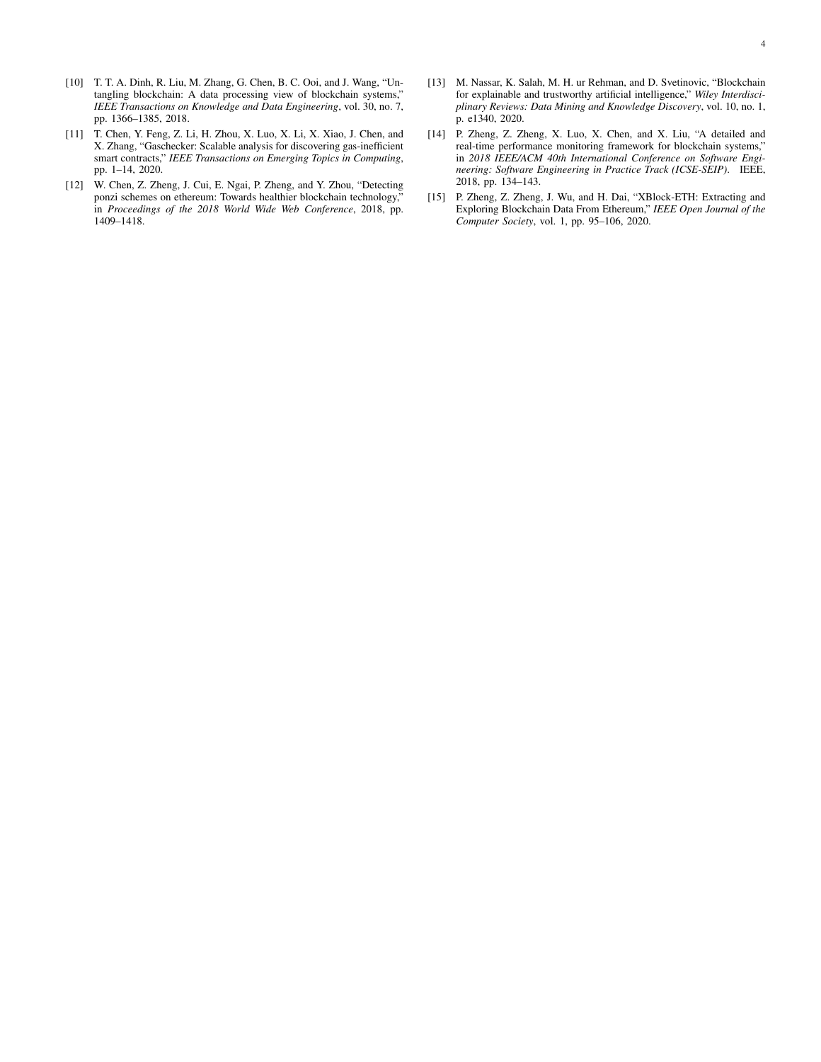[10] T. T. A. Dinh, R. Liu, M. Zhang, G. Chen, B. C. Ooi, and J. Wang, "Untangling blockchain: A data processing view of blockchain systems," *IEEE Transactions on Knowledge and Data Engineering*, vol. 30, no. 7, pp. 1366–1385, 2018.

[11] T. Chen, Y. Feng, Z. Li, H. Zhou, X. Luo, X. Li, X. Xiao, J. Chen, and X. Zhang, "Gaschecker: Scalable analysis for discovering gas-inefficient smart contracts," *IEEE Transactions on Emerging Topics in Computing*, pp. 1–14, 2020.

[12] W. Chen, Z. Zheng, J. Cui, E. Ngai, P. Zheng, and Y. Zhou, "Detecting ponzi schemes on ethereum: Towards healthier blockchain technology," in *Proceedings of the 2018 World Wide Web Conference*, 2018, pp. 1409–1418.

[13] M. Nassar, K. Salah, M. H. ur Rehman, and D. Svetinovic, "Blockchain for explainable and trustworthy artificial intelligence," *Wiley Interdisciplinary Reviews: Data Mining and Knowledge Discovery*, vol. 10, no. 1, p. e1340, 2020.

[14] P. Zheng, Z. Zheng, X. Luo, X. Chen, and X. Liu, "A detailed and real-time performance monitoring framework for blockchain systems," in *2018 IEEE/ACM 40th International Conference on Software Engineering: Software Engineering in Practice Track (ICSE-SEIP)*. IEEE, 2018, pp. 134–143.

[15] P. Zheng, Z. Zheng, J. Wu, and H. Dai, "XBlock-ETH: Extracting and Exploring Blockchain Data From Ethereum," *IEEE Open Journal of the Computer Society*, vol. 1, pp. 95–106, 2020.